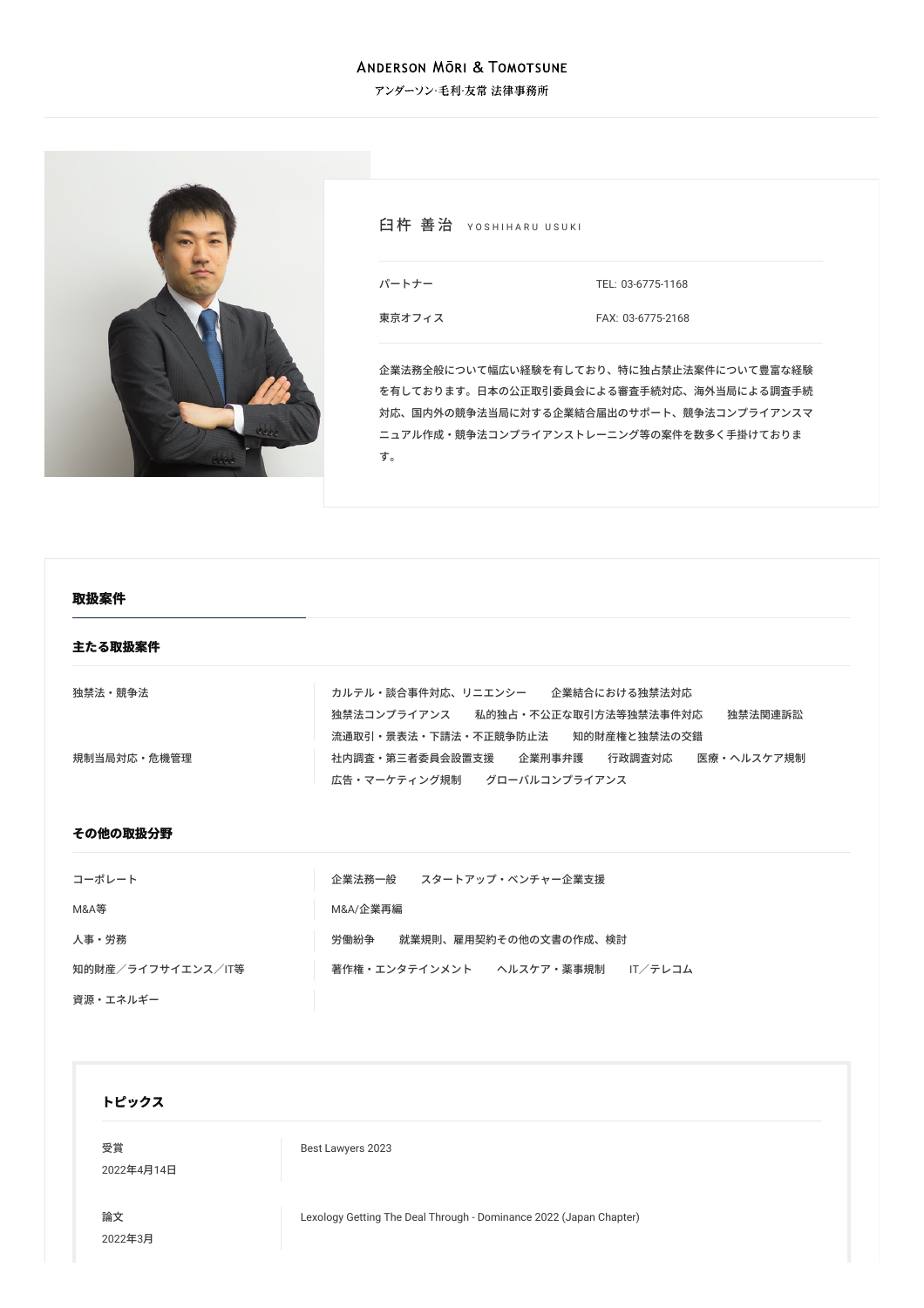Anderson Mōri & Tomotsune

アンダーソン·毛利·友常 法律事務所

# 臼杵 善治 YOSHIHARU USUKI

| | |
|---|---|
| パートナー | TEL: 03-6775-1168 |
| 東京オフィス | FAX: 03-6775-2168 |

企業法務全般について幅広い経験を有しており、特に独占禁止法案件について豊富な経験を有しております。日本の公正取引委員会による審査手続対応、海外当局による調査手続対応、国内外の競争法当局に対する企業結合届出のサポート、競争法コンプライアンスマニュアル作成・競争法コンプライアンストレーニング等の案件を数多く手掛けております。

## 取扱案件

### 主たる取扱案件

| | |
|---|---|
| 独禁法・競争法 | カルテル・談合事件対応、リニエンシー　企業結合における独禁法対応　独禁法コンプライアンス　私的独占・不公正な取引方法等独禁法事件対応　独禁法関連訴訟　流通取引・景表法・下請法・不正競争防止法　知的財産権と独禁法の交錯 |
| 規制当局対応・危機管理 | 社内調査・第三者委員会設置支援　企業刑事弁護　行政調査対応　医療・ヘルスケア規制　広告・マーケティング規制　グローバルコンプライアンス |

### その他の取扱分野

| | |
|---|---|
| コーポレート | 企業法務一般　スタートアップ・ベンチャー企業支援 |
| M&A等 | M&A/企業再編 |
| 人事・労務 | 労働紛争　就業規則、雇用契約その他の文書の作成、検討 |
| 知的財産／ライフサイエンス／IT等 | 著作権・エンタテインメント　ヘルスケア・薬事規制　IT／テレコム |
| 資源・エネルギー | |

## トピックス

| | |
|---|---|
| 受賞<br>2022年4月14日 | Best Lawyers 2023 |
| 論文<br>2022年3月 | Lexology Getting The Deal Through - Dominance 2022 (Japan Chapter) |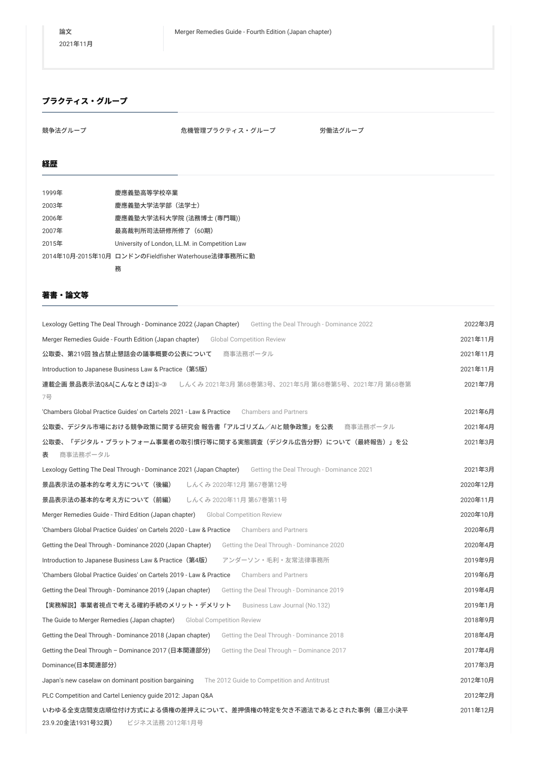| 論文 2021年11月 | Merger Remedies Guide - Fourth Edition (Japan chapter) |
| --- | --- |

## プラクティス・グループ

競争法グループ　危機管理プラクティス・グループ　労働法グループ

## 経歴

| | |
| --- | --- |
| 1999年 | 慶應義塾高等学校卒業 |
| 2003年 | 慶應義塾大学法学部（法学士） |
| 2006年 | 慶應義塾大学法科大学院 (法務博士 (専門職)) |
| 2007年 | 最高裁判所司法研修所修了（60期） |
| 2015年 | University of London, LL.M. in Competition Law |
| 2014年10月-2015年10月 | ロンドンのFieldfisher Waterhouse法律事務所に勤務 |

## 著書・論文等

| | |
| --- | --- |
| Lexology Getting The Deal Through - Dominance 2022 (Japan Chapter)　Getting the Deal Through - Dominance 2022 | 2022年3月 |
| Merger Remedies Guide - Fourth Edition (Japan chapter)　Global Competition Review | 2021年11月 |
| 公取委、第219回 独占禁止懇話会の議事概要の公表について　商事法務ポータル | 2021年11月 |
| Introduction to Japanese Business Law & Practice（第5版） | 2021年11月 |
| 連載企画 景品表示法Q&A[こんなときは]①-③　しんくみ 2021年3月 第68巻第3号、2021年5月 第68巻第5号、2021年7月 第68巻第7号 | 2021年7月 |
| 'Chambers Global Practice Guides' on Cartels 2021 - Law & Practice　Chambers and Partners | 2021年6月 |
| 公取委、デジタル市場における競争政策に関する研究会 報告書「アルゴリズム／AIと競争政策」を公表　商事法務ポータル | 2021年4月 |
| 公取委、「デジタル・プラットフォーム事業者の取引慣行等に関する実態調査（デジタル広告分野）について（最終報告）」を公表　商事法務ポータル | 2021年3月 |
| Lexology Getting The Deal Through - Dominance 2021 (Japan Chapter)　Getting the Deal Through - Dominance 2021 | 2021年3月 |
| 景品表示法の基本的な考え方について（後編）　しんくみ 2020年12月 第67巻第12号 | 2020年12月 |
| 景品表示法の基本的な考え方について（前編）　しんくみ 2020年11月 第67巻第11号 | 2020年11月 |
| Merger Remedies Guide - Third Edition (Japan chapter)　Global Competition Review | 2020年10月 |
| 'Chambers Global Practice Guides' on Cartels 2020 - Law & Practice　Chambers and Partners | 2020年6月 |
| Getting the Deal Through - Dominance 2020 (Japan Chapter)　Getting the Deal Through - Dominance 2020 | 2020年4月 |
| Introduction to Japanese Business Law & Practice（第4版）　アンダーソン・毛利・友常法律事務所 | 2019年9月 |
| 'Chambers Global Practice Guides' on Cartels 2019 - Law & Practice　Chambers and Partners | 2019年6月 |
| Getting the Deal Through - Dominance 2019 (Japan chapter)　Getting the Deal Through - Dominance 2019 | 2019年4月 |
| 【実務解説】事業者視点で考える確約手続のメリット・デメリット　Business Law Journal (No.132) | 2019年1月 |
| The Guide to Merger Remedies (Japan chapter)　Global Competition Review | 2018年9月 |
| Getting the Deal Through - Dominance 2018 (Japan chapter)　Getting the Deal Through - Dominance 2018 | 2018年4月 |
| Getting the Deal Through – Dominance 2017 (日本関連部分)　Getting the Deal Through – Dominance 2017 | 2017年4月 |
| Dominance(日本関連部分) | 2017年3月 |
| Japan's new caselaw on dominant position bargaining　The 2012 Guide to Competition and Antitrust | 2012年10月 |
| PLC Competition and Cartel Leniency guide 2012: Japan Q&A | 2012年2月 |
| いわゆる全支店間支店順位付け方式による債権の差押えについて、差押債権の特定を欠き不適法であるとされた事例（最三小決平23.9.20金法1931号32頁）　ビジネス法務 2012年1月号 | 2011年12月 |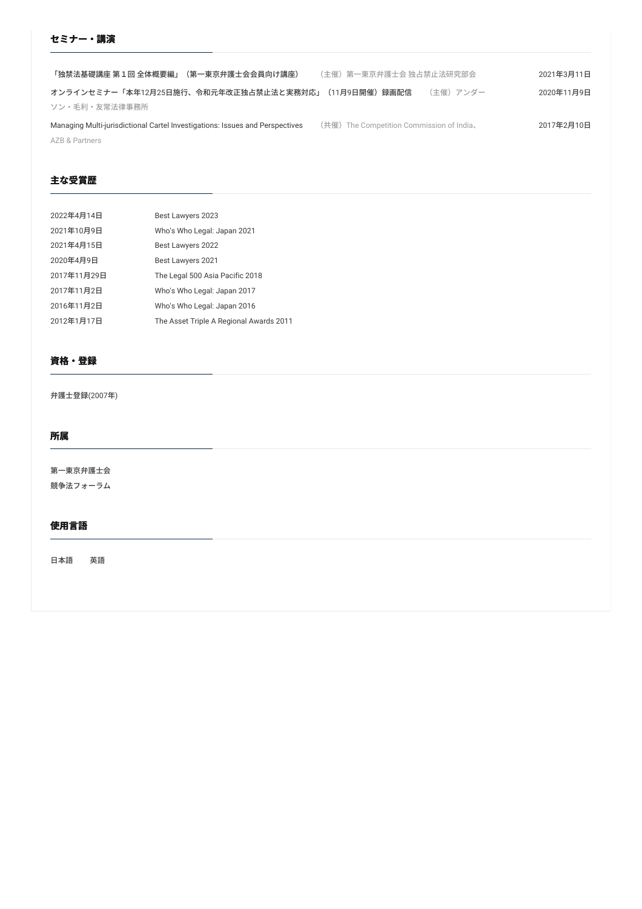## セミナー・講演

| | | |
|---|---|---|
| 「独禁法基礎講座 第１回 全体概要編」（第一東京弁護士会会員向け講座） | （主催）第一東京弁護士会 独占禁止法研究部会 | 2021年3月11日 |
| オンラインセミナー「本年12月25日施行、令和元年改正独占禁止法と実務対応」（11月9日開催）録画配信 | （主催）アンダーソン・毛利・友常法律事務所 | 2020年11月9日 |
| Managing Multi-jurisdictional Cartel Investigations: Issues and Perspectives | （共催）The Competition Commission of India、AZB & Partners | 2017年2月10日 |

## 主な受賞歴

| | |
|---|---|
| 2022年4月14日 | Best Lawyers 2023 |
| 2021年10月9日 | Who's Who Legal: Japan 2021 |
| 2021年4月15日 | Best Lawyers 2022 |
| 2020年4月9日 | Best Lawyers 2021 |
| 2017年11月29日 | The Legal 500 Asia Pacific 2018 |
| 2017年11月2日 | Who's Who Legal: Japan 2017 |
| 2016年11月2日 | Who's Who Legal: Japan 2016 |
| 2012年1月17日 | The Asset Triple A Regional Awards 2011 |

## 資格・登録

弁護士登録(2007年)

## 所属

第一東京弁護士会
競争法フォーラム

## 使用言語

日本語　英語